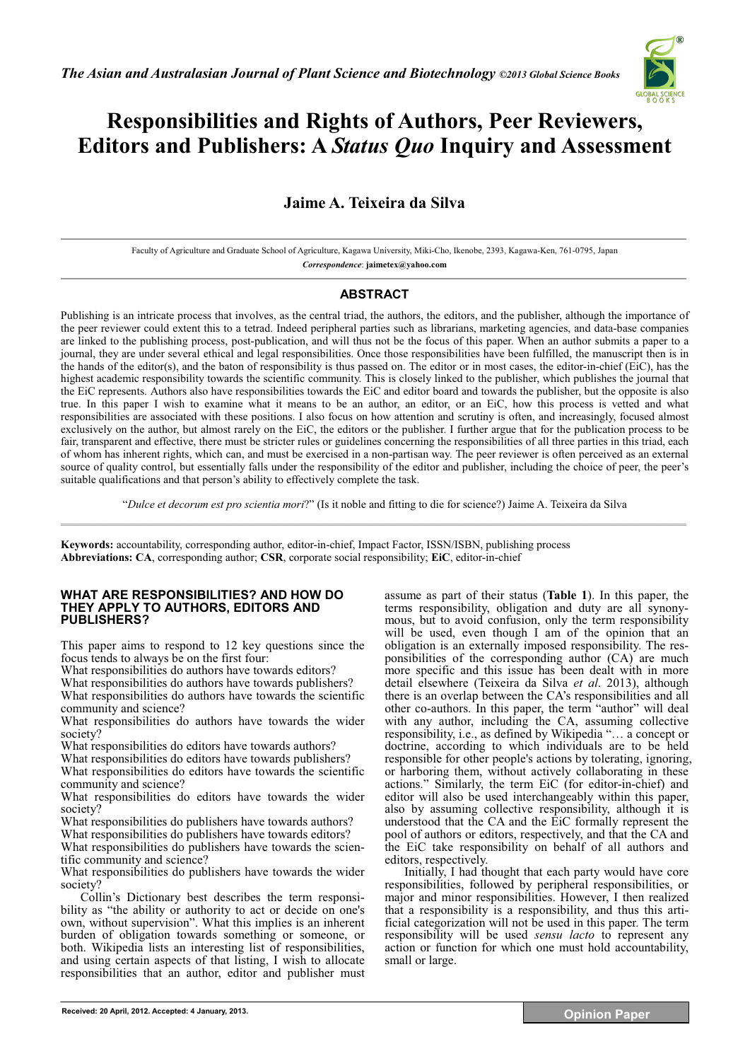# Responsibilities and Rights of Authors, Peer Reviewers, Editors and Publishers: A *Status Quo* Inquiry and Assessment

**Jaime A. Teixeira da Silva**

Faculty of Agriculture and Graduate School of Agriculture, Kagawa University, Miki-Cho, Ikenobe, 2393, Kagawa-Ken, 761-0795, Japan

*Correspondence*: **jaimetex@yahoo.com**

## ABSTRACT

Publishing is an intricate process that involves, as the central triad, the authors, the editors, and the publisher, although the importance of the peer reviewer could extent this to a tetrad. Indeed peripheral parties such as librarians, marketing agencies, and data-base companies are linked to the publishing process, post-publication, and will thus not be the focus of this paper. When an author submits a paper to a journal, they are under several ethical and legal responsibilities. Once those responsibilities have been fulfilled, the manuscript then is in the hands of the editor(s), and the baton of responsibility is thus passed on. The editor or in most cases, the editor-in-chief (EiC), has the highest academic responsibility towards the scientific community. This is closely linked to the publisher, which publishes the journal that the EiC represents. Authors also have responsibilities towards the EiC and editor board and towards the publisher, but the opposite is also true. In this paper I wish to examine what it means to be an author, an editor, or an EiC, how this process is vetted and what responsibilities are associated with these positions. I also focus on how attention and scrutiny is often, and increasingly, focused almost exclusively on the author, but almost rarely on the EiC, the editors or the publisher. I further argue that for the publication process to be fair, transparent and effective, there must be stricter rules or guidelines concerning the responsibilities of all three parties in this triad, each of whom has inherent rights, which can, and must be exercised in a non-partisan way. The peer reviewer is often perceived as an external source of quality control, but essentially falls under the responsibility of the editor and publisher, including the choice of peer, the peer's suitable qualifications and that person's ability to effectively complete the task.

"*Dulce et decorum est pro scientia mori*?" (Is it noble and fitting to die for science?) Jaime A. Teixeira da Silva

**Keywords:** accountability, corresponding author, editor-in-chief, Impact Factor, ISSN/ISBN, publishing process
**Abbreviations: CA**, corresponding author; **CSR**, corporate social responsibility; **EiC**, editor-in-chief

## WHAT ARE RESPONSIBILITIES? AND HOW DO THEY APPLY TO AUTHORS, EDITORS AND PUBLISHERS?

This paper aims to respond to 12 key questions since the focus tends to always be on the first four:

What responsibilities do authors have towards editors?
What responsibilities do authors have towards publishers?
What responsibilities do authors have towards the scientific community and science?
What responsibilities do authors have towards the wider society?
What responsibilities do editors have towards authors?
What responsibilities do editors have towards publishers?
What responsibilities do editors have towards the scientific community and science?
What responsibilities do editors have towards the wider society?
What responsibilities do publishers have towards authors?
What responsibilities do publishers have towards editors?
What responsibilities do publishers have towards the scientific community and science?
What responsibilities do publishers have towards the wider society?

Collin's Dictionary best describes the term responsibility as "the ability or authority to act or decide on one's own, without supervision". What this implies is an inherent burden of obligation towards something or someone, or both. Wikipedia lists an interesting list of responsibilities, and using certain aspects of that listing, I wish to allocate responsibilities that an author, editor and publisher must assume as part of their status (**Table 1**). In this paper, the terms responsibility, obligation and duty are all synonymous, but to avoid confusion, only the term responsibility will be used, even though I am of the opinion that an obligation is an externally imposed responsibility. The responsibilities of the corresponding author (CA) are much more specific and this issue has been dealt with in more detail elsewhere (Teixeira da Silva *et al*. 2013), although there is an overlap between the CA's responsibilities and all other co-authors. In this paper, the term "author" will deal with any author, including the CA, assuming collective responsibility, i.e., as defined by Wikipedia "… a concept or doctrine, according to which individuals are to be held responsible for other people's actions by tolerating, ignoring, or harboring them, without actively collaborating in these actions." Similarly, the term EiC (for editor-in-chief) and editor will also be used interchangeably within this paper, also by assuming collective responsibility, although it is understood that the CA and the EiC formally represent the pool of authors or editors, respectively, and that the CA and the EiC take responsibility on behalf of all authors and editors, respectively.

Initially, I had thought that each party would have core responsibilities, followed by peripheral responsibilities, or major and minor responsibilities. However, I then realized that a responsibility is a responsibility, and thus this artificial categorization will not be used in this paper. The term responsibility will be used *sensu lacto* to represent any action or function for which one must hold accountability, small or large.

Received: 20 April, 2012. Accepted: 4 January, 2013.

**Opinion Paper**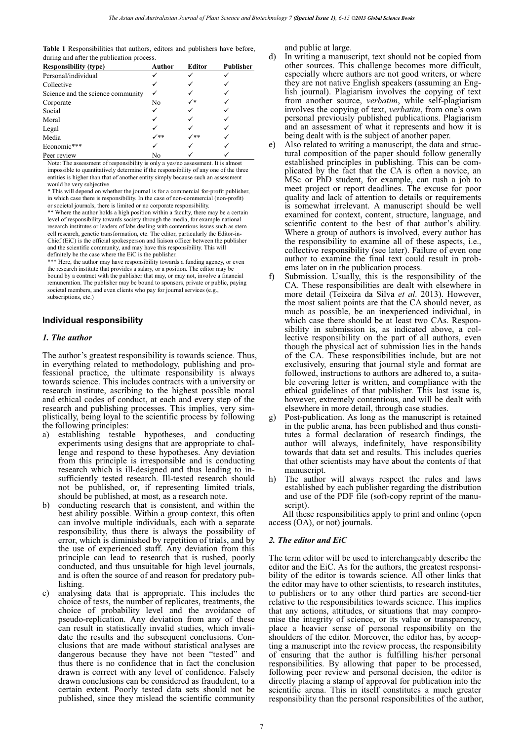**Table 1** Responsibilities that authors, editors and publishers have before, during and after the publication process.

| Responsibility (type) | Author | Editor | Publisher |
|---|---|---|---|
| Personal/individual | ✓ | ✓ | ✓ |
| Collective | ✓ | ✓ | ✓ |
| Science and the science community | ✓ | ✓ | ✓ |
| Corporate | No | ✓* | ✓ |
| Social | ✓ | ✓ | ✓ |
| Moral | ✓ | ✓ | ✓ |
| Legal | ✓ | ✓ | ✓ |
| Media | ✓** | ✓** | ✓ |
| Economic*** | ✓ | ✓ | ✓ |
| Peer review | No | ✓ | ✓ |

Note: The assessment of responsibility is only a yes/no assessment. It is almost impossible to quantitatively determine if the responsibility of any one of the three entities is higher than that of another entity simply because such an assessment would be very subjective.

* This will depend on whether the journal is for a commercial for-profit publisher, in which case there is responsibility. In the case of non-commercial (non-profit) or societal journals, there is limited or no corporate responsibility.

** Where the author holds a high position within a faculty, there may be a certain level of responsibility towards society through the media, for example national research institutes or leaders of labs dealing with contentious issues such as stem cell research, genetic transformation, etc. The editor, particularly the Editor-in-Chief (EiC) is the official spokesperson and liaison officer between the publisher and the scientific community, and may have this responsibility. This will definitely be the case where the EiC is the publisher.

*** Here, the author may have responsibility towards a funding agency, or even the research institute that provides a salary, or a position. The editor may be bound by a contract with the publisher that may, or may not, involve a financial remuneration. The publisher may be bound to sponsors, private or public, paying societal members, and even clients who pay for journal services (e.g., subscriptions, etc.)

## Individual responsibility

### *1. The author*

The author's greatest responsibility is towards science. Thus, in everything related to methodology, publishing and professional practice, the ultimate responsibility is always towards science. This includes contracts with a university or research institute, ascribing to the highest possible moral and ethical codes of conduct, at each and every step of the research and publishing processes. This implies, very simplistically, being loyal to the scientific process by following the following principles:

a) establishing testable hypotheses, and conducting experiments using designs that are appropriate to challenge and respond to these hypotheses. Any deviation from this principle is irresponsible and is conducting research which is ill-designed and thus leading to insufficiently tested research. Ill-tested research should not be published, or, if representing limited trials, should be published, at most, as a research note.

b) conducting research that is consistent, and within the best ability possible. Within a group context, this often can involve multiple individuals, each with a separate responsibility, thus there is always the possibility of error, which is diminished by repetition of trials, and by the use of experienced staff. Any deviation from this principle can lead to research that is rushed, poorly conducted, and thus unsuitable for high level journals, and is often the source of and reason for predatory publishing.

c) analysing data that is appropriate. This includes the choice of tests, the number of replicates, treatments, the choice of probability level and the avoidance of pseudo-replication. Any deviation from any of these can result in statistically invalid studies, which invalidate the results and the subsequent conclusions. Conclusions that are made without statistical analyses are dangerous because they have not been "tested" and thus there is no confidence that in fact the conclusion drawn is correct with any level of confidence. Falsely drawn conclusions can be considered as fraudulent, to a certain extent. Poorly tested data sets should not be published, since they mislead the scientific community and public at large.

d) In writing a manuscript, text should not be copied from other sources. This challenge becomes more difficult, especially where authors are not good writers, or where they are not native English speakers (assuming an English journal). Plagiarism involves the copying of text from another source, *verbatim*, while self-plagiarism involves the copying of text, *verbatim*, from one's own personal previously published publications. Plagiarism and an assessment of what it represents and how it is being dealt with is the subject of another paper.

e) Also related to writing a manuscript, the data and structural composition of the paper should follow generally established principles in publishing. This can be complicated by the fact that the CA is often a novice, an MSc or PhD student, for example, can rush a job to meet project or report deadlines. The excuse for poor quality and lack of attention to details or requirements is somewhat irrelevant. A manuscript should be well examined for context, content, structure, language, and scientific content to the best of that author's ability. Where a group of authors is involved, every author has the responsibility to examine all of these aspects, i.e., collective responsibility (see later). Failure of even one author to examine the final text could result in problems later on in the publication process.

f) Submission. Usually, this is the responsibility of the CA. These responsibilities are dealt with elsewhere in more detail (Teixeira da Silva *et al*. 2013). However, the most salient points are that the CA should never, as much as possible, be an inexperienced individual, in which case there should be at least two CAs. Responsibility in submission is, as indicated above, a collective responsibility on the part of all authors, even though the physical act of submission lies in the hands of the CA. These responsibilities include, but are not exclusively, ensuring that journal style and format are followed, instructions to authors are adhered to, a suitable covering letter is written, and compliance with the ethical guidelines of that publisher. This last issue is, however, extremely contentious, and will be dealt with elsewhere in more detail, through case studies.

g) Post-publication. As long as the manuscript is retained in the public arena, has been published and thus constitutes a formal declaration of research findings, the author will always, indefinitely, have responsibility towards that data set and results. This includes queries that other scientists may have about the contents of that manuscript.

h) The author will always respect the rules and laws established by each publisher regarding the distribution and use of the PDF file (soft-copy reprint of the manuscript).

All these responsibilities apply to print and online (open access (OA), or not) journals.

### *2. The editor and EiC*

The term editor will be used to interchangeably describe the editor and the EiC. As for the authors, the greatest responsibility of the editor is towards science. All other links that the editor may have to other scientists, to research institutes, to publishers or to any other third parties are second-tier relative to the responsibilities towards science. This implies that any actions, attitudes, or situations that may compromise the integrity of science, or its value or transparency, place a heavier sense of personal responsibility on the shoulders of the editor. Moreover, the editor has, by accepting a manuscript into the review process, the responsibility of ensuring that the author is fulfilling his/her personal responsibilities. By allowing that paper to be processed, following peer review and personal decision, the editor is directly placing a stamp of approval for publication into the scientific arena. This in itself constitutes a much greater responsibility than the personal responsibilities of the author,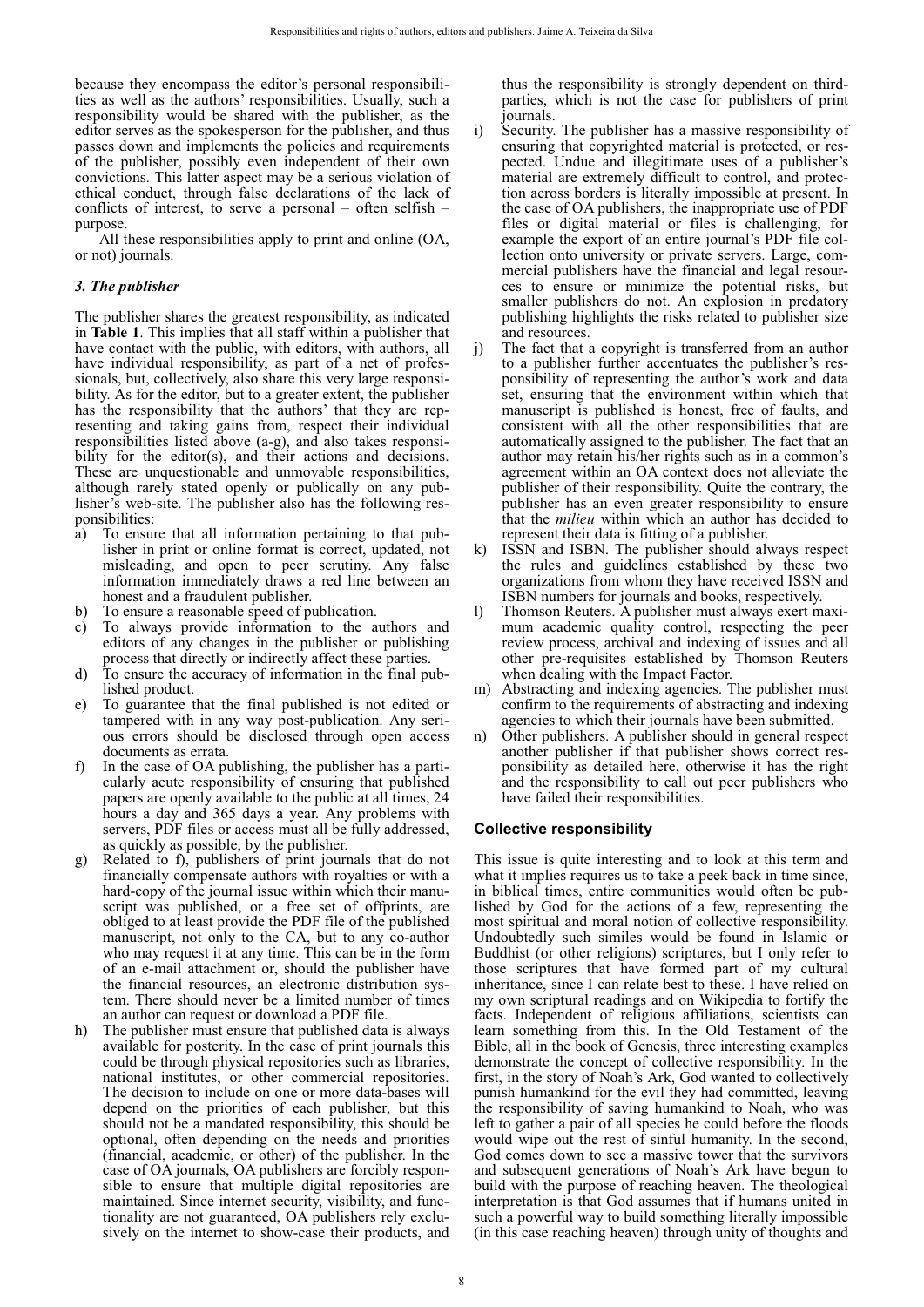because they encompass the editor's personal responsibilities as well as the authors' responsibilities. Usually, such a responsibility would be shared with the publisher, as the editor serves as the spokesperson for the publisher, and thus passes down and implements the policies and requirements of the publisher, possibly even independent of their own convictions. This latter aspect may be a serious violation of ethical conduct, through false declarations of the lack of conflicts of interest, to serve a personal – often selfish – purpose.

All these responsibilities apply to print and online (OA, or not) journals.

### *3. The publisher*

The publisher shares the greatest responsibility, as indicated in **Table 1**. This implies that all staff within a publisher that have contact with the public, with editors, with authors, all have individual responsibility, as part of a net of professionals, but, collectively, also share this very large responsibility. As for the editor, but to a greater extent, the publisher has the responsibility that the authors' that they are representing and taking gains from, respect their individual responsibilities listed above (a-g), and also takes responsibility for the editor(s), and their actions and decisions. These are unquestionable and unmovable responsibilities, although rarely stated openly or publically on any publisher's web-site. The publisher also has the following responsibilities:

a) To ensure that all information pertaining to that publisher in print or online format is correct, updated, not misleading, and open to peer scrutiny. Any false information immediately draws a red line between an honest and a fraudulent publisher.
b) To ensure a reasonable speed of publication.
c) To always provide information to the authors and editors of any changes in the publisher or publishing process that directly or indirectly affect these parties.
d) To ensure the accuracy of information in the final published product.
e) To guarantee that the final published is not edited or tampered with in any way post-publication. Any serious errors should be disclosed through open access documents as errata.
f) In the case of OA publishing, the publisher has a particularly acute responsibility of ensuring that published papers are openly available to the public at all times, 24 hours a day and 365 days a year. Any problems with servers, PDF files or access must all be fully addressed, as quickly as possible, by the publisher.
g) Related to f), publishers of print journals that do not financially compensate authors with royalties or with a hard-copy of the journal issue within which their manuscript was published, or a free set of offprints, are obliged to at least provide the PDF file of the published manuscript, not only to the CA, but to any co-author who may request it at any time. This can be in the form of an e-mail attachment or, should the publisher have the financial resources, an electronic distribution system. There should never be a limited number of times an author can request or download a PDF file.
h) The publisher must ensure that published data is always available for posterity. In the case of print journals this could be through physical repositories such as libraries, national institutes, or other commercial repositories. The decision to include on one or more data-bases will depend on the priorities of each publisher, but this should not be a mandated responsibility, this should be optional, often depending on the needs and priorities (financial, academic, or other) of the publisher. In the case of OA journals, OA publishers are forcibly responsible to ensure that multiple digital repositories are maintained. Since internet security, visibility, and functionality are not guaranteed, OA publishers rely exclusively on the internet to show-case their products, and thus the responsibility is strongly dependent on third-parties, which is not the case for publishers of print journals.
i) Security. The publisher has a massive responsibility of ensuring that copyrighted material is protected, or respected. Undue and illegitimate uses of a publisher's material are extremely difficult to control, and protection across borders is literally impossible at present. In the case of OA publishers, the inappropriate use of PDF files or digital material or files is challenging, for example the export of an entire journal's PDF file collection onto university or private servers. Large, commercial publishers have the financial and legal resources to ensure or minimize the potential risks, but smaller publishers do not. An explosion in predatory publishing highlights the risks related to publisher size and resources.
j) The fact that a copyright is transferred from an author to a publisher further accentuates the publisher's responsibility of representing the author's work and data set, ensuring that the environment within which that manuscript is published is honest, free of faults, and consistent with all the other responsibilities that are automatically assigned to the publisher. The fact that an author may retain his/her rights such as in a common's agreement within an OA context does not alleviate the publisher of their responsibility. Quite the contrary, the publisher has an even greater responsibility to ensure that the *milieu* within which an author has decided to represent their data is fitting of a publisher.
k) ISSN and ISBN. The publisher should always respect the rules and guidelines established by these two organizations from whom they have received ISSN and ISBN numbers for journals and books, respectively.
l) Thomson Reuters. A publisher must always exert maximum academic quality control, respecting the peer review process, archival and indexing of issues and all other pre-requisites established by Thomson Reuters when dealing with the Impact Factor.
m) Abstracting and indexing agencies. The publisher must confirm to the requirements of abstracting and indexing agencies to which their journals have been submitted.
n) Other publishers. A publisher should in general respect another publisher if that publisher shows correct responsibility as detailed here, otherwise it has the right and the responsibility to call out peer publishers who have failed their responsibilities.

## Collective responsibility

This issue is quite interesting and to look at this term and what it implies requires us to take a peek back in time since, in biblical times, entire communities would often be punished by God for the actions of a few, representing the most spiritual and moral notion of collective responsibility. Undoubtedly such similes would be found in Islamic or Buddhist (or other religions) scriptures, but I only refer to those scriptures that have formed part of my cultural inheritance, since I can relate best to these. I have relied on my own scriptural readings and on Wikipedia to fortify the facts. Independent of religious affiliations, scientists can learn something from this. In the Old Testament of the Bible, all in the book of Genesis, three interesting examples demonstrate the concept of collective responsibility. In the first, in the story of Noah's Ark, God wanted to collectively punish humankind for the evil they had committed, leaving the responsibility of saving humankind to Noah, who was left to gather a pair of all species he could before the floods would wipe out the rest of sinful humanity. In the second, God comes down to see a massive tower that the survivors and subsequent generations of Noah's Ark have begun to build with the purpose of reaching heaven. The theological interpretation is that God assumes that if humans united in such a powerful way to build something literally impossible (in this case reaching heaven) through unity of thoughts and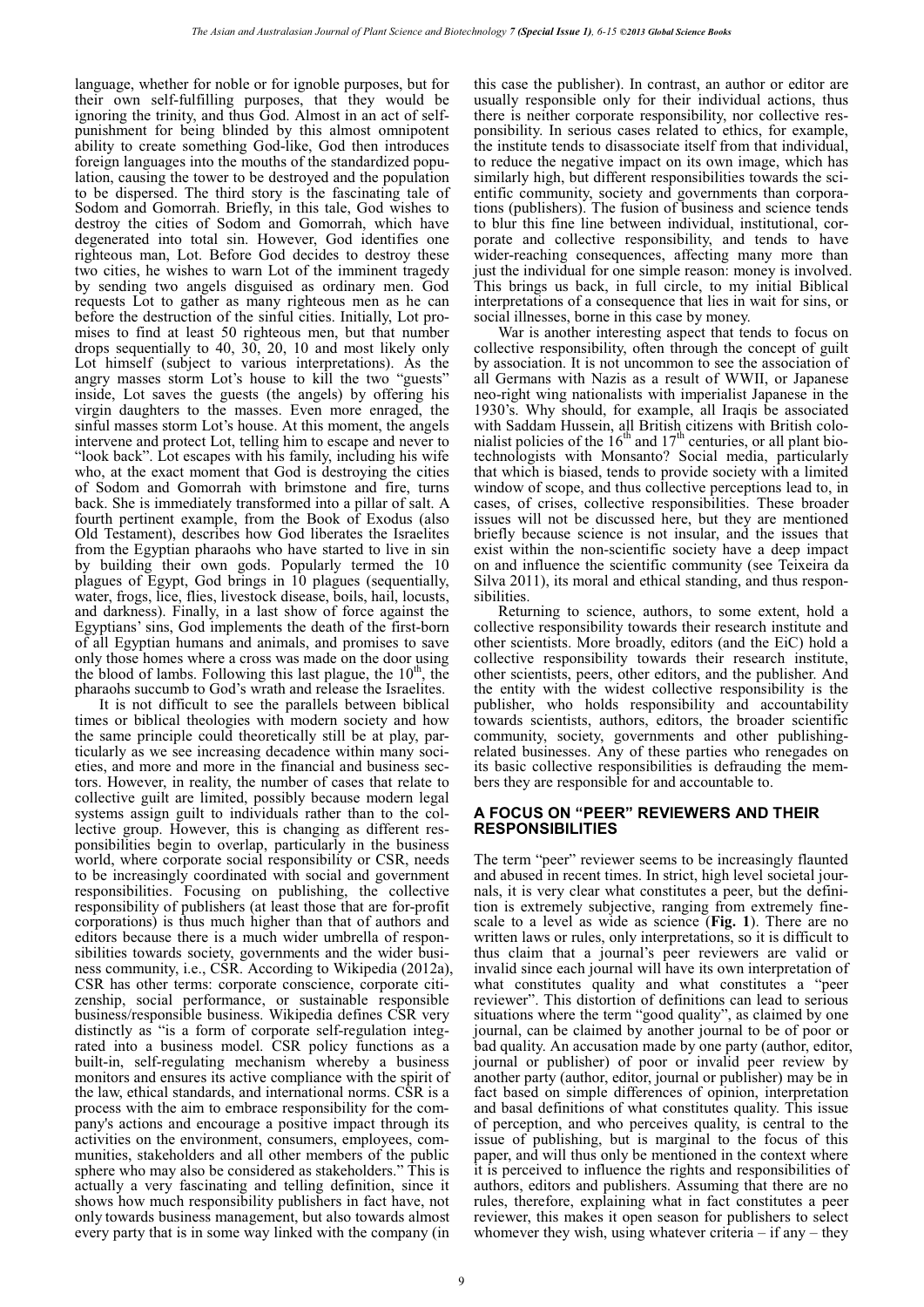language, whether for noble or for ignoble purposes, but for their own self-fulfilling purposes, that they would be ignoring the trinity, and thus God. Almost in an act of self-punishment for being blinded by this almost omnipotent ability to create something God-like, God then introduces foreign languages into the mouths of the standardized population, causing the tower to be destroyed and the population to be dispersed. The third story is the fascinating tale of Sodom and Gomorrah. Briefly, in this tale, God wishes to destroy the cities of Sodom and Gomorrah, which have degenerated into total sin. However, God identifies one righteous man, Lot. Before God decides to destroy these two cities, he wishes to warn Lot of the imminent tragedy by sending two angels disguised as ordinary men. God requests Lot to gather as many righteous men as he can before the destruction of the sinful cities. Initially, Lot promises to find at least 50 righteous men, but that number drops sequentially to 40, 30, 20, 10 and most likely only Lot himself (subject to various interpretations). As the angry masses storm Lot's house to kill the two "guests" inside, Lot saves the guests (the angels) by offering his virgin daughters to the masses. Even more enraged, the sinful masses storm Lot's house. At this moment, the angels intervene and protect Lot, telling him to escape and never to "look back". Lot escapes with his family, including his wife who, at the exact moment that God is destroying the cities of Sodom and Gomorrah with brimstone and fire, turns back. She is immediately transformed into a pillar of salt. A fourth pertinent example, from the Book of Exodus (also Old Testament), describes how God liberates the Israelites from the Egyptian pharaohs who have started to live in sin by building their own gods. Popularly termed the 10 plagues of Egypt, God brings in 10 plagues (sequentially, water, frogs, lice, flies, livestock disease, boils, hail, locusts, and darkness). Finally, in a last show of force against the Egyptians' sins, God implements the death of the first-born of all Egyptian humans and animals, and promises to save only those homes where a cross was made on the door using the blood of lambs. Following this last plague, the 10th, the pharaohs succumb to God's wrath and release the Israelites.

It is not difficult to see the parallels between biblical times or biblical theologies with modern society and how the same principle could theoretically still be at play, particularly as we see increasing decadence within many societies, and more and more in the financial and business sectors. However, in reality, the number of cases that relate to collective guilt are limited, possibly because modern legal systems assign guilt to individuals rather than to the collective group. However, this is changing as different responsibilities begin to overlap, particularly in the business world, where corporate social responsibility or CSR, needs to be increasingly coordinated with social and government responsibilities. Focusing on publishing, the collective responsibility of publishers (at least those that are for-profit corporations) is thus much higher than that of authors and editors because there is a much wider umbrella of responsibilities towards society, governments and the wider business community, i.e., CSR. According to Wikipedia (2012a), CSR has other terms: corporate conscience, corporate citizenship, social performance, or sustainable responsible business/responsible business. Wikipedia defines CSR very distinctly as "is a form of corporate self-regulation integrated into a business model. CSR policy functions as a built-in, self-regulating mechanism whereby a business monitors and ensures its active compliance with the spirit of the law, ethical standards, and international norms. CSR is a process with the aim to embrace responsibility for the company's actions and encourage a positive impact through its activities on the environment, consumers, employees, communities, stakeholders and all other members of the public sphere who may also be considered as stakeholders." This is actually a very fascinating and telling definition, since it shows how much responsibility publishers in fact have, not only towards business management, but also towards almost every party that is in some way linked with the company (in this case the publisher). In contrast, an author or editor are usually responsible only for their individual actions, thus there is neither corporate responsibility, nor collective responsibility. In serious cases related to ethics, for example, the institute tends to disassociate itself from that individual, to reduce the negative impact on its own image, which has similarly high, but different responsibilities towards the scientific community, society and governments than corporations (publishers). The fusion of business and science tends to blur this fine line between individual, institutional, corporate and collective responsibility, and tends to have wider-reaching consequences, affecting many more than just the individual for one simple reason: money is involved. This brings us back, in full circle, to my initial Biblical interpretations of a consequence that lies in wait for sins, or social illnesses, borne in this case by money.

War is another interesting aspect that tends to focus on collective responsibility, often through the concept of guilt by association. It is not uncommon to see the association of all Germans with Nazis as a result of WWII, or Japanese neo-right wing nationalists with imperialist Japanese in the 1930's. Why should, for example, all Iraqis be associated with Saddam Hussein, all British citizens with British colonialist policies of the 16th and 17th centuries, or all plant biotechnologists with Monsanto? Social media, particularly that which is biased, tends to provide society with a limited window of scope, and thus collective perceptions lead to, in cases, of crises, collective responsibilities. These broader issues will not be discussed here, but they are mentioned briefly because science is not insular, and the issues that exist within the non-scientific society have a deep impact on and influence the scientific community (see Teixeira da Silva 2011), its moral and ethical standing, and thus responsibilities.

Returning to science, authors, to some extent, hold a collective responsibility towards their research institute and other scientists. More broadly, editors (and the EiC) hold a collective responsibility towards their research institute, other scientists, peers, other editors, and the publisher. And the entity with the widest collective responsibility is the publisher, who holds responsibility and accountability towards scientists, authors, editors, the broader scientific community, society, governments and other publishing-related businesses. Any of these parties who renegades on its basic collective responsibilities is defrauding the members they are responsible for and accountable to.

## A FOCUS ON "PEER" REVIEWERS AND THEIR RESPONSIBILITIES

The term "peer" reviewer seems to be increasingly flaunted and abused in recent times. In strict, high level societal journals, it is very clear what constitutes a peer, but the definition is extremely subjective, ranging from extremely fine-scale to a level as wide as science (**Fig. 1**). There are no written laws or rules, only interpretations, so it is difficult to thus claim that a journal's peer reviewers are valid or invalid since each journal will have its own interpretation of what constitutes quality and what constitutes a "peer reviewer". This distortion of definitions can lead to serious situations where the term "good quality", as claimed by one journal, can be claimed by another journal to be of poor or bad quality. An accusation made by one party (author, editor, journal or publisher) of poor or invalid peer review by another party (author, editor, journal or publisher) may be in fact based on simple differences of opinion, interpretation and basal definitions of what constitutes quality. This issue of perception, and who perceives quality, is central to the issue of publishing, but is marginal to the focus of this paper, and will thus only be mentioned in the context where it is perceived to influence the rights and responsibilities of authors, editors and publishers. Assuming that there are no rules, therefore, explaining what in fact constitutes a peer reviewer, this makes it open season for publishers to select whomever they wish, using whatever criteria – if any – they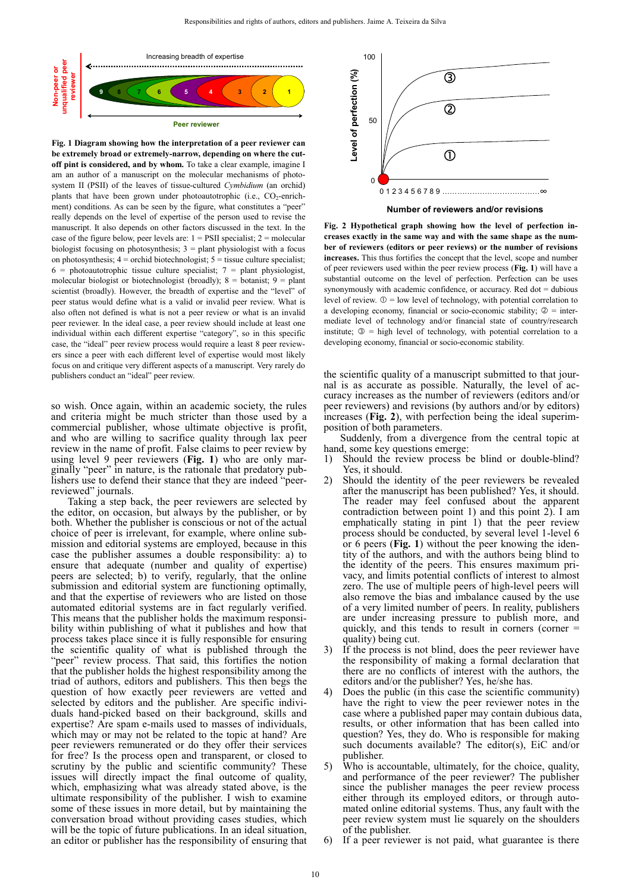**Fig. 1 Diagram showing how the interpretation of a peer reviewer can be extremely broad or extremely-narrow, depending on where the cut-off pint is considered, and by whom.** To take a clear example, imagine I am an author of a manuscript on the molecular mechanisms of photosystem II (PSII) of the leaves of tissue-cultured *Cymbidium* (an orchid) plants that have been grown under photoautotrophic (i.e., $CO_2$-enrichment) conditions. As can be seen by the figure, what constitutes a "peer" really depends on the level of expertise of the person used to revise the manuscript. It also depends on other factors discussed in the text. In the case of the figure below, peer levels are: 1 = PSII specialist; 2 = molecular biologist focusing on photosynthesis; 3 = plant physiologist with a focus on photosynthesis; 4 = orchid biotechnologist; 5 = tissue culture specialist; 6 = photoautotrophic tissue culture specialist; 7 = plant physiologist, molecular biologist or biotechnologist (broadly); 8 = botanist; 9 = plant scientist (broadly). However, the breadth of expertise and the "level" of peer status would define what is a valid or invalid peer review. What is also often not defined is what is not a peer review or what is an invalid peer reviewer. In the ideal case, a peer review should include at least one individual within each different expertise "category", so in this specific case, the "ideal" peer review process would require a least 8 peer reviewers since a peer with each different level of expertise would most likely focus on and critique very different aspects of a manuscript. Very rarely do publishers conduct an "ideal" peer review.

**Fig. 2 Hypothetical graph showing how the level of perfection increases exactly in the same way and with the same shape as the number of reviewers (editors or peer reviews) or the number of revisions increases.** This thus fortifies the concept that the level, scope and number of peer reviewers used within the peer review process (**Fig. 1**) will have a substantial outcome on the level of perfection. Perfection can be uses synonymously with academic confidence, or accuracy. Red dot = dubious level of review. ① = low level of technology, with potential correlation to a developing economy, financial or socio-economic stability; ② = intermediate level of technology and/or financial state of country/research institute; ③ = high level of technology, with potential correlation to a developing economy, financial or socio-economic stability.

so wish. Once again, within an academic society, the rules and criteria might be much stricter than those used by a commercial publisher, whose ultimate objective is profit, and who are willing to sacrifice quality through lax peer review in the name of profit. False claims to peer review by using level 9 peer reviewers (**Fig. 1**) who are only marginally "peer" in nature, is the rationale that predatory publishers use to defend their stance that they are indeed "peer-reviewed" journals.

Taking a step back, the peer reviewers are selected by the editor, on occasion, but always by the publisher, or by both. Whether the publisher is conscious or not of the actual choice of peer is irrelevant, for example, where online submission and editorial systems are employed, because in this case the publisher assumes a double responsibility: a) to ensure that adequate (number and quality of expertise) peers are selected; b) to verify, regularly, that the online submission and editorial system are functioning optimally, and that the expertise of reviewers who are listed on those automated editorial systems are in fact regularly verified. This means that the publisher holds the maximum responsibility within publishing of what it publishes and how that process takes place since it is fully responsible for ensuring the scientific quality of what is published through the "peer" review process. That said, this fortifies the notion that the publisher holds the highest responsibility among the triad of authors, editors and publishers. This then begs the question of how exactly peer reviewers are vetted and selected by editors and the publisher. Are specific individuals hand-picked based on their background, skills and expertise? Are spam e-mails used to masses of individuals, which may or may not be related to the topic at hand? Are peer reviewers remunerated or do they offer their services for free? Is the process open and transparent, or closed to scrutiny by the public and scientific community? These issues will directly impact the final outcome of quality, which, emphasizing what was already stated above, is the ultimate responsibility of the publisher. I wish to examine some of these issues in more detail, but by maintaining the conversation broad without providing cases studies, which will be the topic of future publications. In an ideal situation, an editor or publisher has the responsibility of ensuring that the scientific quality of a manuscript submitted to that journal is as accurate as possible. Naturally, the level of accuracy increases as the number of reviewers (editors and/or peer reviewers) and revisions (by authors and/or by editors) increases (**Fig. 2**), with perfection being the ideal superimposition of both parameters.

Suddenly, from a divergence from the central topic at hand, some key questions emerge:

1) Should the review process be blind or double-blind? Yes, it should.
2) Should the identity of the peer reviewers be revealed after the manuscript has been published? Yes, it should. The reader may feel confused about the apparent contradiction between point 1) and this point 2). I am emphatically stating in pint 1) that the peer review process should be conducted, by several level 1-level 6 or 6 peers (**Fig. 1**) without the peer knowing the identity of the authors, and with the authors being blind to the identity of the peers. This ensures maximum privacy, and limits potential conflicts of interest to almost zero. The use of multiple peers of high-level peers will also remove the bias and imbalance caused by the use of a very limited number of peers. In reality, publishers are under increasing pressure to publish more, and quickly, and this tends to result in corners (corner = quality) being cut.
3) If the process is not blind, does the peer reviewer have the responsibility of making a formal declaration that there are no conflicts of interest with the authors, the editors and/or the publisher? Yes, he/she has.
4) Does the public (in this case the scientific community) have the right to view the peer reviewer notes in the case where a published paper may contain dubious data, results, or other information that has been called into question? Yes, they do. Who is responsible for making such documents available? The editor(s), EiC and/or publisher.
5) Who is accountable, ultimately, for the choice, quality, and performance of the peer reviewer? The publisher since the publisher manages the peer review process either through its employed editors, or through automated online editorial systems. Thus, any fault with the peer review system must lie squarely on the shoulders of the publisher.
6) If a peer reviewer is not paid, what guarantee is there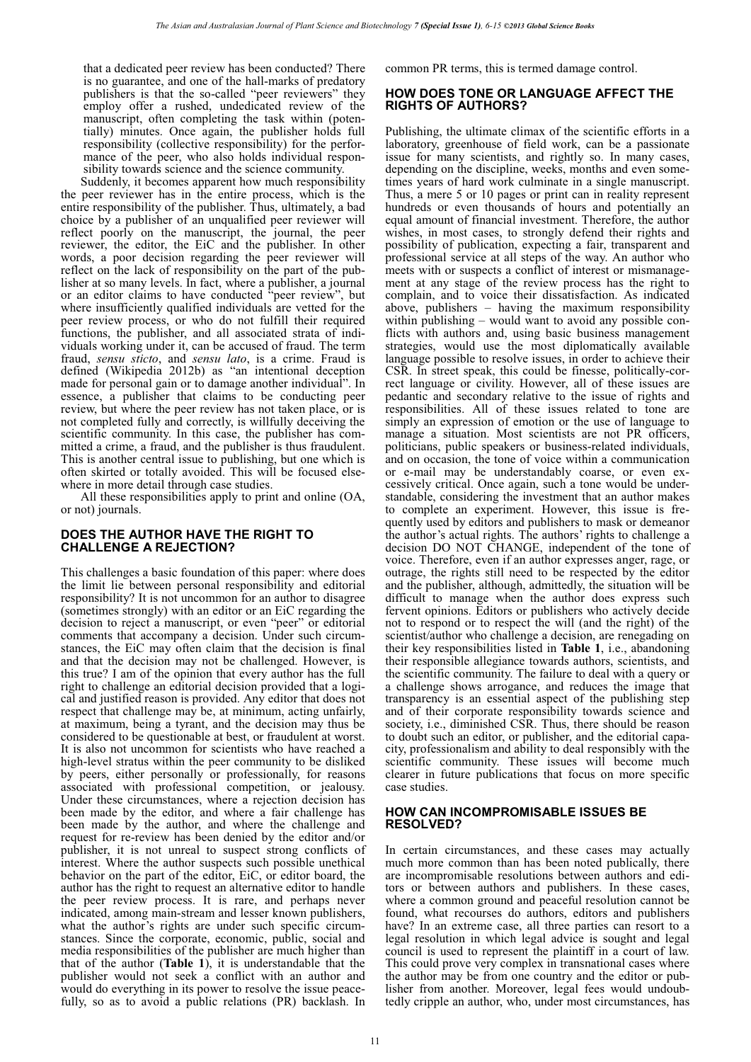that a dedicated peer review has been conducted? There is no guarantee, and one of the hall-marks of predatory publishers is that the so-called "peer reviewers" they employ offer a rushed, undedicated review of the manuscript, often completing the task within (potentially) minutes. Once again, the publisher holds full responsibility (collective responsibility) for the performance of the peer, who also holds individual responsibility towards science and the science community.

Suddenly, it becomes apparent how much responsibility the peer reviewer has in the entire process, which is the entire responsibility of the publisher. Thus, ultimately, a bad choice by a publisher of an unqualified peer reviewer will reflect poorly on the manuscript, the journal, the peer reviewer, the editor, the EiC and the publisher. In other words, a poor decision regarding the peer reviewer will reflect on the lack of responsibility on the part of the publisher at so many levels. In fact, where a publisher, a journal or an editor claims to have conducted "peer review", but where insufficiently qualified individuals are vetted for the peer review process, or who do not fulfill their required functions, the publisher, and all associated strata of individuals working under it, can be accused of fraud. The term fraud, *sensu sticto*, and *sensu lato*, is a crime. Fraud is defined (Wikipedia 2012b) as "an intentional deception made for personal gain or to damage another individual". In essence, a publisher that claims to be conducting peer review, but where the peer review has not taken place, or is not completed fully and correctly, is willfully deceiving the scientific community. In this case, the publisher has committed a crime, a fraud, and the publisher is thus fraudulent. This is another central issue to publishing, but one which is often skirted or totally avoided. This will be focused elsewhere in more detail through case studies.

All these responsibilities apply to print and online (OA, or not) journals.

## DOES THE AUTHOR HAVE THE RIGHT TO CHALLENGE A REJECTION?

This challenges a basic foundation of this paper: where does the limit lie between personal responsibility and editorial responsibility? It is not uncommon for an author to disagree (sometimes strongly) with an editor or an EiC regarding the decision to reject a manuscript, or even "peer" or editorial comments that accompany a decision. Under such circumstances, the EiC may often claim that the decision is final and that the decision may not be challenged. However, is this true? I am of the opinion that every author has the full right to challenge an editorial decision provided that a logical and justified reason is provided. Any editor that does not respect that challenge may be, at minimum, acting unfairly, at maximum, being a tyrant, and the decision may thus be considered to be questionable at best, or fraudulent at worst. It is also not uncommon for scientists who have reached a high-level stratus within the peer community to be disliked by peers, either personally or professionally, for reasons associated with professional competition, or jealousy. Under these circumstances, where a rejection decision has been made by the editor, and where a fair challenge has been made by the author, and where the challenge and request for re-review has been denied by the editor and/or publisher, it is not unreal to suspect strong conflicts of interest. Where the author suspects such possible unethical behavior on the part of the editor, EiC, or editor board, the author has the right to request an alternative editor to handle the peer review process. It is rare, and perhaps never indicated, among main-stream and lesser known publishers, what the author's rights are under such specific circumstances. Since the corporate, economic, public, social and media responsibilities of the publisher are much higher than that of the author (**Table 1**), it is understandable that the publisher would not seek a conflict with an author and would do everything in its power to resolve the issue peacefully, so as to avoid a public relations (PR) backlash. In common PR terms, this is termed damage control.

## HOW DOES TONE OR LANGUAGE AFFECT THE RIGHTS OF AUTHORS?

Publishing, the ultimate climax of the scientific efforts in a laboratory, greenhouse of field work, can be a passionate issue for many scientists, and rightly so. In many cases, depending on the discipline, weeks, months and even sometimes years of hard work culminate in a single manuscript. Thus, a mere 5 or 10 pages or print can in reality represent hundreds or even thousands of hours and potentially an equal amount of financial investment. Therefore, the author wishes, in most cases, to strongly defend their rights and possibility of publication, expecting a fair, transparent and professional service at all steps of the way. An author who meets with or suspects a conflict of interest or mismanagement at any stage of the review process has the right to complain, and to voice their dissatisfaction. As indicated above, publishers – having the maximum responsibility within publishing – would want to avoid any possible conflicts with authors and, using basic business management strategies, would use the most diplomatically available language possible to resolve issues, in order to achieve their CSR. In street speak, this could be finesse, politically-correct language or civility. However, all of these issues are pedantic and secondary relative to the issue of rights and responsibilities. All of these issues related to tone are simply an expression of emotion or the use of language to manage a situation. Most scientists are not PR officers, politicians, public speakers or business-related individuals, and on occasion, the tone of voice within a communication or e-mail may be understandably coarse, or even excessively critical. Once again, such a tone would be understandable, considering the investment that an author makes to complete an experiment. However, this issue is frequently used by editors and publishers to mask or demeanor the author's actual rights. The authors' rights to challenge a decision DO NOT CHANGE, independent of the tone of voice. Therefore, even if an author expresses anger, rage, or outrage, the rights still need to be respected by the editor and the publisher, although, admittedly, the situation will be difficult to manage when the author does express such fervent opinions. Editors or publishers who actively decide not to respond or to respect the will (and the right) of the scientist/author who challenge a decision, are renegading on their key responsibilities listed in **Table 1**, i.e., abandoning their responsible allegiance towards authors, scientists, and the scientific community. The failure to deal with a query or a challenge shows arrogance, and reduces the image that transparency is an essential aspect of the publishing step and of their corporate responsibility towards science and society, i.e., diminished CSR. Thus, there should be reason to doubt such an editor, or publisher, and the editorial capacity, professionalism and ability to deal responsibly with the scientific community. These issues will become much clearer in future publications that focus on more specific case studies.

## HOW CAN INCOMPROMISABLE ISSUES BE RESOLVED?

In certain circumstances, and these cases may actually much more common than has been noted publically, there are incompromisable resolutions between authors and editors or between authors and publishers. In these cases, where a common ground and peaceful resolution cannot be found, what recourses do authors, editors and publishers have? In an extreme case, all three parties can resort to a legal resolution in which legal advice is sought and legal council is used to represent the plaintiff in a court of law. This could prove very complex in transnational cases where the author may be from one country and the editor or publisher from another. Moreover, legal fees would undoubtedly cripple an author, who, under most circumstances, has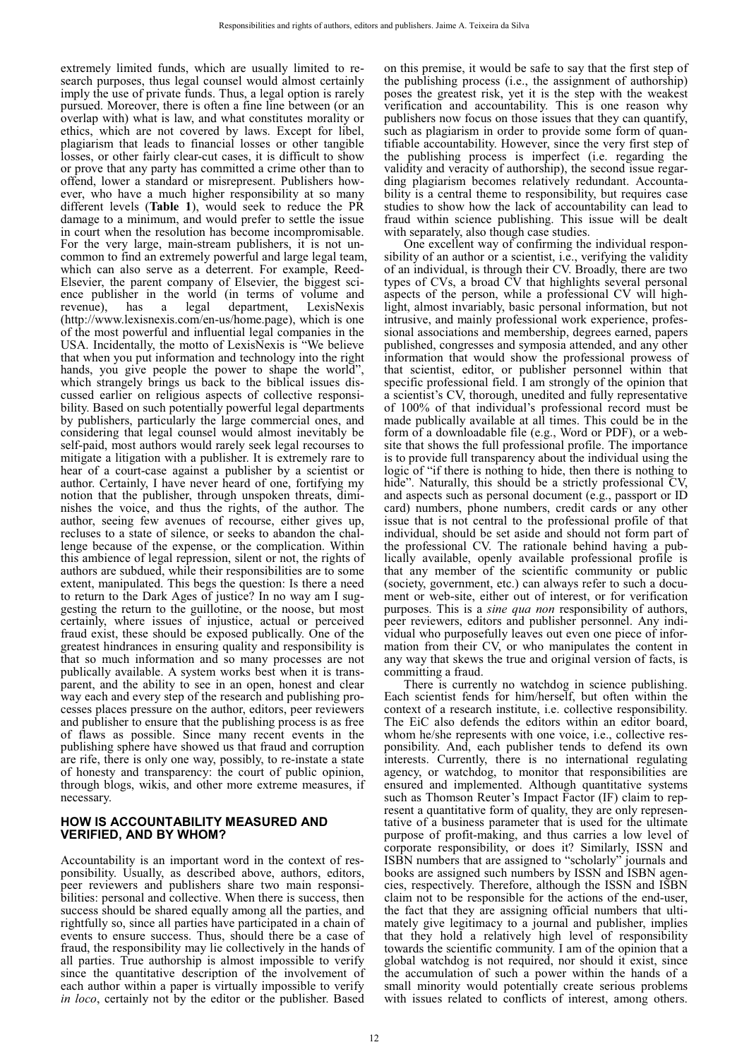extremely limited funds, which are usually limited to research purposes, thus legal counsel would almost certainly imply the use of private funds. Thus, a legal option is rarely pursued. Moreover, there is often a fine line between (or an overlap with) what is law, and what constitutes morality or ethics, which are not covered by laws. Except for libel, plagiarism that leads to financial losses or other tangible losses, or other fairly clear-cut cases, it is difficult to show or prove that any party has committed a crime other than to offend, lower a standard or misrepresent. Publishers however, who have a much higher responsibility at so many different levels (**Table 1**), would seek to reduce the PR damage to a minimum, and would prefer to settle the issue in court when the resolution has become incompromisable. For the very large, main-stream publishers, it is not uncommon to find an extremely powerful and large legal team, which can also serve as a deterrent. For example, Reed-Elsevier, the parent company of Elsevier, the biggest science publisher in the world (in terms of volume and revenue), has a legal department, LexisNexis (http://www.lexisnexis.com/en-us/home.page), which is one of the most powerful and influential legal companies in the USA. Incidentally, the motto of LexisNexis is "We believe that when you put information and technology into the right hands, you give people the power to shape the world", which strangely brings us back to the biblical issues discussed earlier on religious aspects of collective responsibility. Based on such potentially powerful legal departments by publishers, particularly the large commercial ones, and considering that legal counsel would almost inevitably be self-paid, most authors would rarely seek legal recourses to mitigate a litigation with a publisher. It is extremely rare to hear of a court-case against a publisher by a scientist or author. Certainly, I have never heard of one, fortifying my notion that the publisher, through unspoken threats, diminishes the voice, and thus the rights, of the author. The author, seeing few avenues of recourse, either gives up, recluses to a state of silence, or seeks to abandon the challenge because of the expense, or the complication. Within this ambience of legal repression, silent or not, the rights of authors are subdued, while their responsibilities are to some extent, manipulated. This begs the question: Is there a need to return to the Dark Ages of justice? In no way am I suggesting the return to the guillotine, or the noose, but most certainly, where issues of injustice, actual or perceived fraud exist, these should be exposed publically. One of the greatest hindrances in ensuring quality and responsibility is that so much information and so many processes are not publically available. A system works best when it is transparent, and the ability to see in an open, honest and clear way each and every step of the research and publishing processes places pressure on the author, editors, peer reviewers and publisher to ensure that the publishing process is as free of flaws as possible. Since many recent events in the publishing sphere have showed us that fraud and corruption are rife, there is only one way, possibly, to re-instate a state of honesty and transparency: the court of public opinion, through blogs, wikis, and other more extreme measures, if necessary.

## HOW IS ACCOUNTABILITY MEASURED AND VERIFIED, AND BY WHOM?

Accountability is an important word in the context of responsibility. Usually, as described above, authors, editors, peer reviewers and publishers share two main responsibilities: personal and collective. When there is success, then success should be shared equally among all the parties, and rightfully so, since all parties have participated in a chain of events to ensure success. Thus, should there be a case of fraud, the responsibility may lie collectively in the hands of all parties. True authorship is almost impossible to verify since the quantitative description of the involvement of each author within a paper is virtually impossible to verify *in loco*, certainly not by the editor or the publisher. Based on this premise, it would be safe to say that the first step of the publishing process (i.e., the assignment of authorship) poses the greatest risk, yet it is the step with the weakest verification and accountability. This is one reason why publishers now focus on those issues that they can quantify, such as plagiarism in order to provide some form of quantifiable accountability. However, since the very first step of the publishing process is imperfect (i.e. regarding the validity and veracity of authorship), the second issue regarding plagiarism becomes relatively redundant. Accountability is a central theme to responsibility, but requires case studies to show how the lack of accountability can lead to fraud within science publishing. This issue will be dealt with separately, also though case studies.

One excellent way of confirming the individual responsibility of an author or a scientist, i.e., verifying the validity of an individual, is through their CV. Broadly, there are two types of CVs, a broad CV that highlights several personal aspects of the person, while a professional CV will highlight, almost invariably, basic personal information, but not intrusive, and mainly professional work experience, professional associations and membership, degrees earned, papers published, congresses and symposia attended, and any other information that would show the professional prowess of that scientist, editor, or publisher personnel within that specific professional field. I am strongly of the opinion that a scientist's CV, thorough, unedited and fully representative of 100% of that individual's professional record must be made publically available at all times. This could be in the form of a downloadable file (e.g., Word or PDF), or a website that shows the full professional profile. The importance is to provide full transparency about the individual using the logic of "if there is nothing to hide, then there is nothing to hide". Naturally, this should be a strictly professional CV, and aspects such as personal document (e.g., passport or ID card) numbers, phone numbers, credit cards or any other issue that is not central to the professional profile of that individual, should be set aside and should not form part of the professional CV. The rationale behind having a publically available, openly available professional profile is that any member of the scientific community or public (society, government, etc.) can always refer to such a document or web-site, either out of interest, or for verification purposes. This is a *sine qua non* responsibility of authors, peer reviewers, editors and publisher personnel. Any individual who purposefully leaves out even one piece of information from their CV, or who manipulates the content in any way that skews the true and original version of facts, is committing a fraud.

There is currently no watchdog in science publishing. Each scientist fends for him/herself, but often within the context of a research institute, i.e. collective responsibility. The EiC also defends the editors within an editor board, whom he/she represents with one voice, i.e., collective responsibility. And, each publisher tends to defend its own interests. Currently, there is no international regulating agency, or watchdog, to monitor that responsibilities are ensured and implemented. Although quantitative systems such as Thomson Reuter's Impact Factor (IF) claim to represent a quantitative form of quality, they are only representative of a business parameter that is used for the ultimate purpose of profit-making, and thus carries a low level of corporate responsibility, or does it? Similarly, ISSN and ISBN numbers that are assigned to "scholarly" journals and books are assigned such numbers by ISSN and ISBN agencies, respectively. Therefore, although the ISSN and ISBN claim not to be responsible for the actions of the end-user, the fact that they are assigning official numbers that ultimately give legitimacy to a journal and publisher, implies that they hold a relatively high level of responsibility towards the scientific community. I am of the opinion that a global watchdog is not required, nor should it exist, since the accumulation of such a power within the hands of a small minority would potentially create serious problems with issues related to conflicts of interest, among others.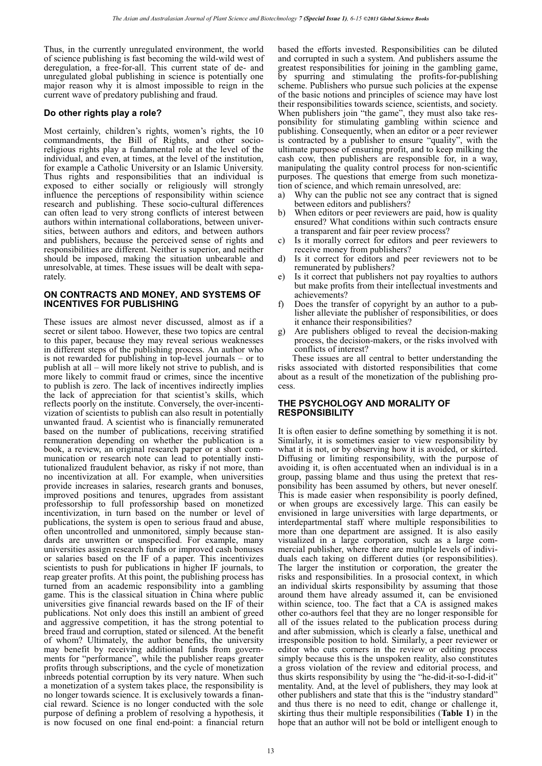Thus, in the currently unregulated environment, the world of science publishing is fast becoming the wild-wild west of deregulation, a free-for-all. This current state of de- and unregulated global publishing in science is potentially one major reason why it is almost impossible to reign in the current wave of predatory publishing and fraud.

### Do other rights play a role?

Most certainly, children's rights, women's rights, the 10 commandments, the Bill of Rights, and other socio-religious rights play a fundamental role at the level of the individual, and even, at times, at the level of the institution, for example a Catholic University or an Islamic University. Thus rights and responsibilities that an individual is exposed to either socially or religiously will strongly influence the perceptions of responsibility within science research and publishing. These socio-cultural differences can often lead to very strong conflicts of interest between authors within international collaborations, between universities, between authors and editors, and between authors and publishers, because the perceived sense of rights and responsibilities are different. Neither is superior, and neither should be imposed, making the situation unbearable and unresolvable, at times. These issues will be dealt with separately.

## ON CONTRACTS AND MONEY, AND SYSTEMS OF INCENTIVES FOR PUBLISHING

These issues are almost never discussed, almost as if a secret or silent taboo. However, these two topics are central to this paper, because they may reveal serious weaknesses in different steps of the publishing process. An author who is not rewarded for publishing in top-level journals – or to publish at all – will more likely not strive to publish, and is more likely to commit fraud or crimes, since the incentive to publish is zero. The lack of incentives indirectly implies the lack of appreciation for that scientist's skills, which reflects poorly on the institute. Conversely, the over-incentivization of scientists to publish can also result in potentially unwanted fraud. A scientist who is financially remunerated based on the number of publications, receiving stratified remuneration depending on whether the publication is a book, a review, an original research paper or a short communication or research note can lead to potentially institutionalized fraudulent behavior, as risky if not more, than no incentivization at all. For example, when universities provide increases in salaries, research grants and bonuses, improved positions and tenures, upgrades from assistant professorship to full professorship based on monetized incentivization, in turn based on the number or level of publications, the system is open to serious fraud and abuse, often uncontrolled and unmonitored, simply because standards are unwritten or unspecified. For example, many universities assign research funds or improved cash bonuses or salaries based on the IF of a paper. This incentivizes scientists to push for publications in higher IF journals, to reap greater profits. At this point, the publishing process has turned from an academic responsibility into a gambling game. This is the classical situation in China where public universities give financial rewards based on the IF of their publications. Not only does this instill an ambient of greed and aggressive competition, it has the strong potential to breed fraud and corruption, stated or silenced. At the benefit of whom? Ultimately, the author benefits, the university may benefit by receiving additional funds from governments for "performance", while the publisher reaps greater profits through subscriptions, and the cycle of monetization inbreeds potential corruption by its very nature. When such a monetization of a system takes place, the responsibility is no longer towards science. It is exclusively towards a financial reward. Science is no longer conducted with the sole purpose of defining a problem of resolving a hypothesis, it is now focused on one final end-point: a financial return based the efforts invested. Responsibilities can be diluted and corrupted in such a system. And publishers assume the greatest responsibilities for joining in the gambling game, by spurring and stimulating the profits-for-publishing scheme. Publishers who pursue such policies at the expense of the basic notions and principles of science may have lost their responsibilities towards science, scientists, and society. When publishers join "the game", they must also take responsibility for stimulating gambling within science and publishing. Consequently, when an editor or a peer reviewer is contracted by a publisher to ensure "quality", with the ultimate purpose of ensuring profit, and to keep milking the cash cow, then publishers are responsible for, in a way, manipulating the quality control process for non-scientific purposes. The questions that emerge from such monetization of science, and which remain unresolved, are:

a) Why can the public not see any contract that is signed between editors and publishers?
b) When editors or peer reviewers are paid, how is quality ensured? What conditions within such contracts ensure a transparent and fair peer review process?
c) Is it morally correct for editors and peer reviewers to receive money from publishers?
d) Is it correct for editors and peer reviewers not to be remunerated by publishers?
e) Is it correct that publishers not pay royalties to authors but make profits from their intellectual investments and achievements?
f) Does the transfer of copyright by an author to a publisher alleviate the publisher of responsibilities, or does it enhance their responsibilities?
g) Are publishers obliged to reveal the decision-making process, the decision-makers, or the risks involved with conflicts of interest?

These issues are all central to better understanding the risks associated with distorted responsibilities that come about as a result of the monetization of the publishing process.

## THE PSYCHOLOGY AND MORALITY OF RESPONSIBILITY

It is often easier to define something by something it is not. Similarly, it is sometimes easier to view responsibility by what it is not, or by observing how it is avoided, or skirted. Diffusing or limiting responsibility, with the purpose of avoiding it, is often accentuated when an individual is in a group, passing blame and thus using the pretext that responsibility has been assumed by others, but never oneself. This is made easier when responsibility is poorly defined, or when groups are excessively large. This can easily be envisioned in large universities with large departments, or interdepartmental staff where multiple responsibilities to more than one department are assigned. It is also easily visualized in a large corporation, such as a large commercial publisher, where there are multiple levels of individuals each taking on different duties (or responsibilities). The larger the institution or corporation, the greater the risks and responsibilities. In a prosocial context, in which an individual skirts responsibility by assuming that those around them have already assumed it, can be envisioned within science, too. The fact that a CA is assigned makes other co-authors feel that they are no longer responsible for all of the issues related to the publication process during and after submission, which is clearly a false, unethical and irresponsible position to hold. Similarly, a peer reviewer or editor who cuts corners in the review or editing process simply because this is the unspoken reality, also constitutes a gross violation of the review and editorial process, and thus skirts responsibility by using the "he-did-it-so-I-did-it" mentality. And, at the level of publishers, they may look at other publishers and state that this is the "industry standard" and thus there is no need to edit, change or challenge it, skirting thus their multiple responsibilities (**Table 1**) in the hope that an author will not be bold or intelligent enough to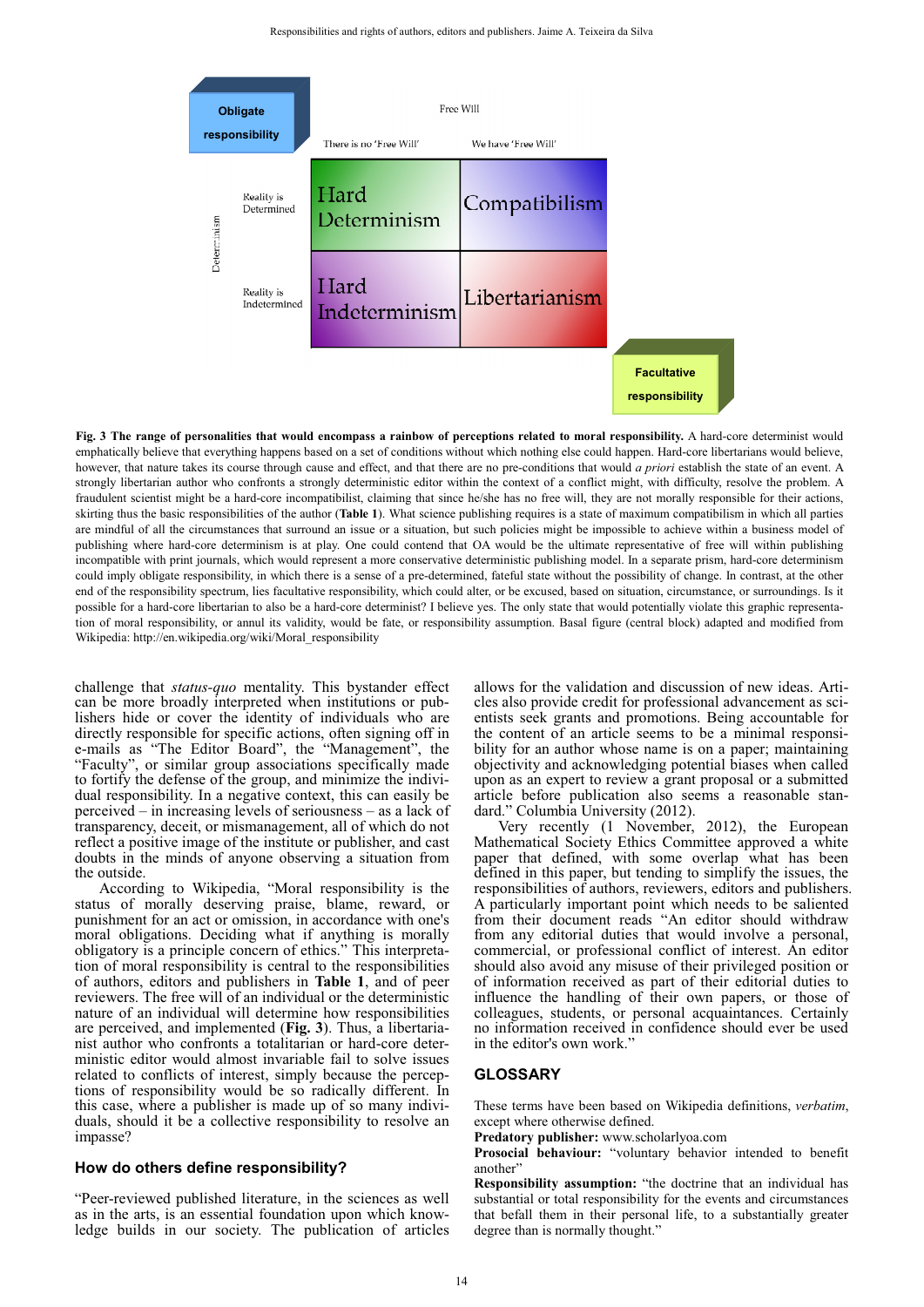| | There is no 'Free Will' | We have 'Free Will' |
|---|---|---|
| Reality is Determined | Hard Determinism | Compatibilism |
| Reality is Indetermined | Hard Indeterminism | Libertarianism |

Obligate responsibility

Facultative responsibility

Free Will

Determinism

**Fig. 3 The range of personalities that would encompass a rainbow of perceptions related to moral responsibility.** A hard-core determinist would emphatically believe that everything happens based on a set of conditions without which nothing else could happen. Hard-core libertarians would believe, however, that nature takes its course through cause and effect, and that there are no pre-conditions that would *a priori* establish the state of an event. A strongly libertarian author who confronts a strongly deterministic editor within the context of a conflict might, with difficulty, resolve the problem. A fraudulent scientist might be a hard-core incompatibilist, claiming that since he/she has no free will, they are not morally responsible for their actions, skirting thus the basic responsibilities of the author (**Table 1**). What science publishing requires is a state of maximum compatibilism in which all parties are mindful of all the circumstances that surround an issue or a situation, but such policies might be impossible to achieve within a business model of publishing where hard-core determinism is at play. One could contend that OA would be the ultimate representative of free will within publishing incompatible with print journals, which would represent a more conservative deterministic publishing model. In a separate prism, hard-core determinism could imply obligate responsibility, in which there is a sense of a pre-determined, fateful state without the possibility of change. In contrast, at the other end of the responsibility spectrum, lies facultative responsibility, which could alter, or be excused, based on situation, circumstance, or surroundings. Is it possible for a hard-core libertarian to also be a hard-core determinist? I believe yes. The only state that would potentially violate this graphic representation of moral responsibility, or annul its validity, would be fate, or responsibility assumption. Basal figure (central block) adapted and modified from Wikipedia: http://en.wikipedia.org/wiki/Moral_responsibility

challenge that *status-quo* mentality. This bystander effect can be more broadly interpreted when institutions or publishers hide or cover the identity of individuals who are directly responsible for specific actions, often signing off in e-mails as "The Editor Board", the "Management", the "Faculty", or similar group associations specifically made to fortify the defense of the group, and minimize the individual responsibility. In a negative context, this can easily be perceived – in increasing levels of seriousness – as a lack of transparency, deceit, or mismanagement, all of which do not reflect a positive image of the institute or publisher, and cast doubts in the minds of anyone observing a situation from the outside.

According to Wikipedia, "Moral responsibility is the status of morally deserving praise, blame, reward, or punishment for an act or omission, in accordance with one's moral obligations. Deciding what if anything is morally obligatory is a principle concern of ethics." This interpretation of moral responsibility is central to the responsibilities of authors, editors and publishers in **Table 1**, and of peer reviewers. The free will of an individual or the deterministic nature of an individual will determine how responsibilities are perceived, and implemented (**Fig. 3**). Thus, a libertarianist author who confronts a totalitarian or hard-core deterministic editor would almost invariable fail to solve issues related to conflicts of interest, simply because the perceptions of responsibility would be so radically different. In this case, where a publisher is made up of so many individuals, should it be a collective responsibility to resolve an impasse?

## How do others define responsibility?

"Peer-reviewed published literature, in the sciences as well as in the arts, is an essential foundation upon which knowledge builds in our society. The publication of articles allows for the validation and discussion of new ideas. Articles also provide credit for professional advancement as scientists seek grants and promotions. Being accountable for the content of an article seems to be a minimal responsibility for an author whose name is on a paper; maintaining objectivity and acknowledging potential biases when called upon as an expert to review a grant proposal or a submitted article before publication also seems a reasonable standard." Columbia University (2012).

Very recently (1 November, 2012), the European Mathematical Society Ethics Committee approved a white paper that defined, with some overlap what has been defined in this paper, but tending to simplify the issues, the responsibilities of authors, reviewers, editors and publishers. A particularly important point which needs to be saliented from their document reads "An editor should withdraw from any editorial duties that would involve a personal, commercial, or professional conflict of interest. An editor should also avoid any misuse of their privileged position or of information received as part of their editorial duties to influence the handling of their own papers, or those of colleagues, students, or personal acquaintances. Certainly no information received in confidence should ever be used in the editor's own work."

## GLOSSARY

These terms have been based on Wikipedia definitions, *verbatim*, except where otherwise defined.

**Predatory publisher:** www.scholarlyoa.com

**Prosocial behaviour:** "voluntary behavior intended to benefit another"

**Responsibility assumption:** "the doctrine that an individual has substantial or total responsibility for the events and circumstances that befall them in their personal life, to a substantially greater degree than is normally thought."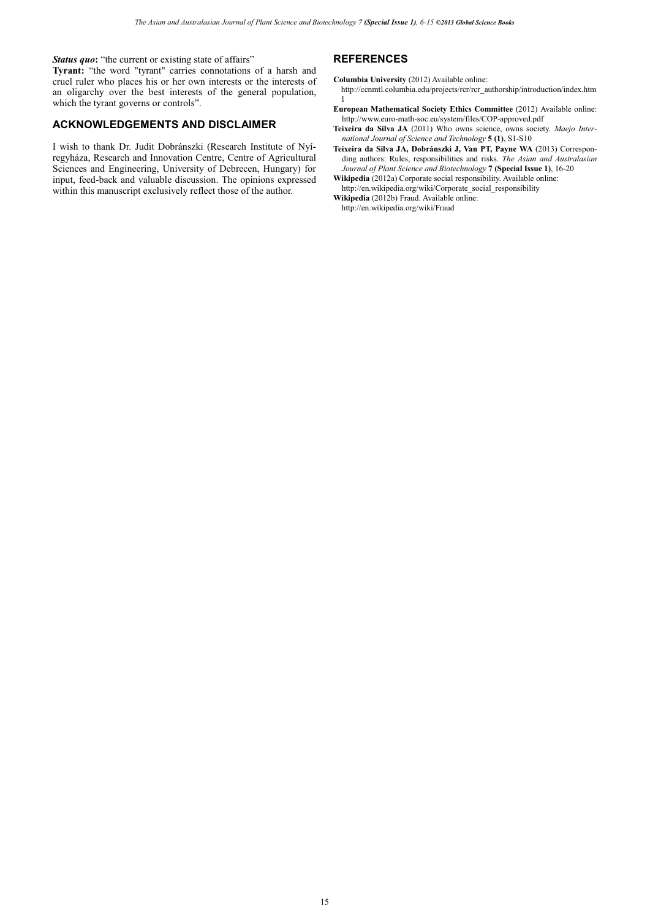***Status quo*****:** "the current or existing state of affairs"

**Tyrant:** "the word "tyrant" carries connotations of a harsh and cruel ruler who places his or her own interests or the interests of an oligarchy over the best interests of the general population, which the tyrant governs or controls".

## ACKNOWLEDGEMENTS AND DISCLAIMER

I wish to thank Dr. Judit Dobránszki (Research Institute of Nyíregyháza, Research and Innovation Centre, Centre of Agricultural Sciences and Engineering, University of Debrecen, Hungary) for input, feed-back and valuable discussion. The opinions expressed within this manuscript exclusively reflect those of the author.

## REFERENCES

**Columbia University** (2012) Available online: http://ccnmtl.columbia.edu/projects/rcr/rcr_authorship/introduction/index.html

**European Mathematical Society Ethics Committee** (2012) Available online: http://www.euro-math-soc.eu/system/files/COP-approved.pdf

**Teixeira da Silva JA** (2011) Who owns science, owns society. *Maejo International Journal of Science and Technology* **5 (1)**, S1-S10

**Teixeira da Silva JA, Dobránszki J, Van PT, Payne WA** (2013) Corresponding authors: Rules, responsibilities and risks. *The Asian and Australasian Journal of Plant Science and Biotechnology* **7 (Special Issue 1)**, 16-20

**Wikipedia** (2012a) Corporate social responsibility. Available online: http://en.wikipedia.org/wiki/Corporate_social_responsibility

**Wikipedia** (2012b) Fraud. Available online: http://en.wikipedia.org/wiki/Fraud